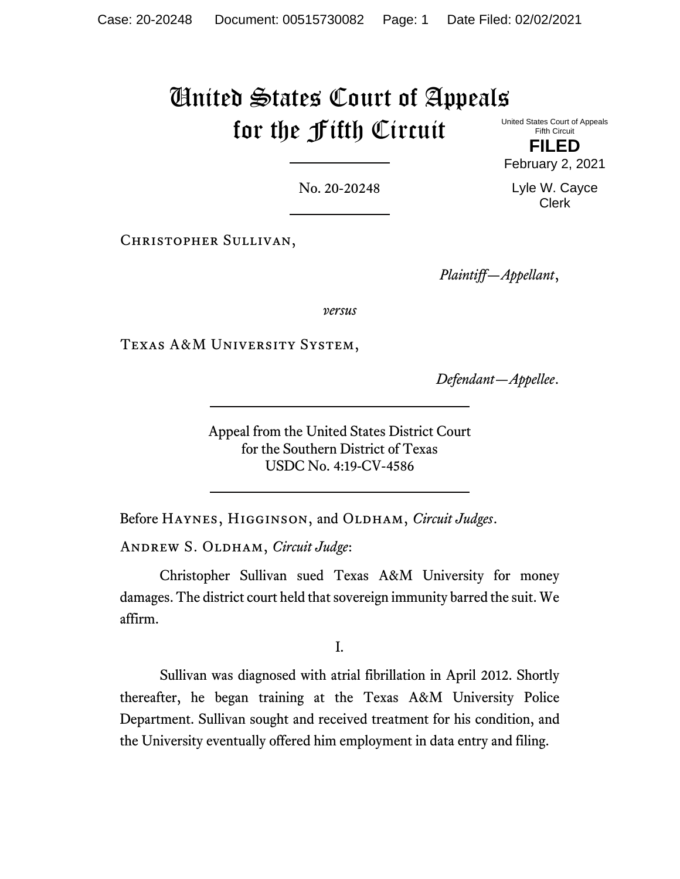# United States Court of Appeals for the Fifth Circuit

United States Court of Appeals
Fifth Circuit

**FILED**

February 2, 2021

Lyle W. Cayce
Clerk

No. 20-20248

Christopher Sullivan,

*Plaintiff—Appellant*,

*versus*

Texas A&M University System,

*Defendant—Appellee*.

Appeal from the United States District Court
for the Southern District of Texas
USDC No. 4:19-CV-4586

Before Haynes, Higginson, and Oldham, *Circuit Judges*.

Andrew S. Oldham, *Circuit Judge*:

Christopher Sullivan sued Texas A&M University for money damages. The district court held that sovereign immunity barred the suit. We affirm.

I.

Sullivan was diagnosed with atrial fibrillation in April 2012. Shortly thereafter, he began training at the Texas A&M University Police Department. Sullivan sought and received treatment for his condition, and the University eventually offered him employment in data entry and filing.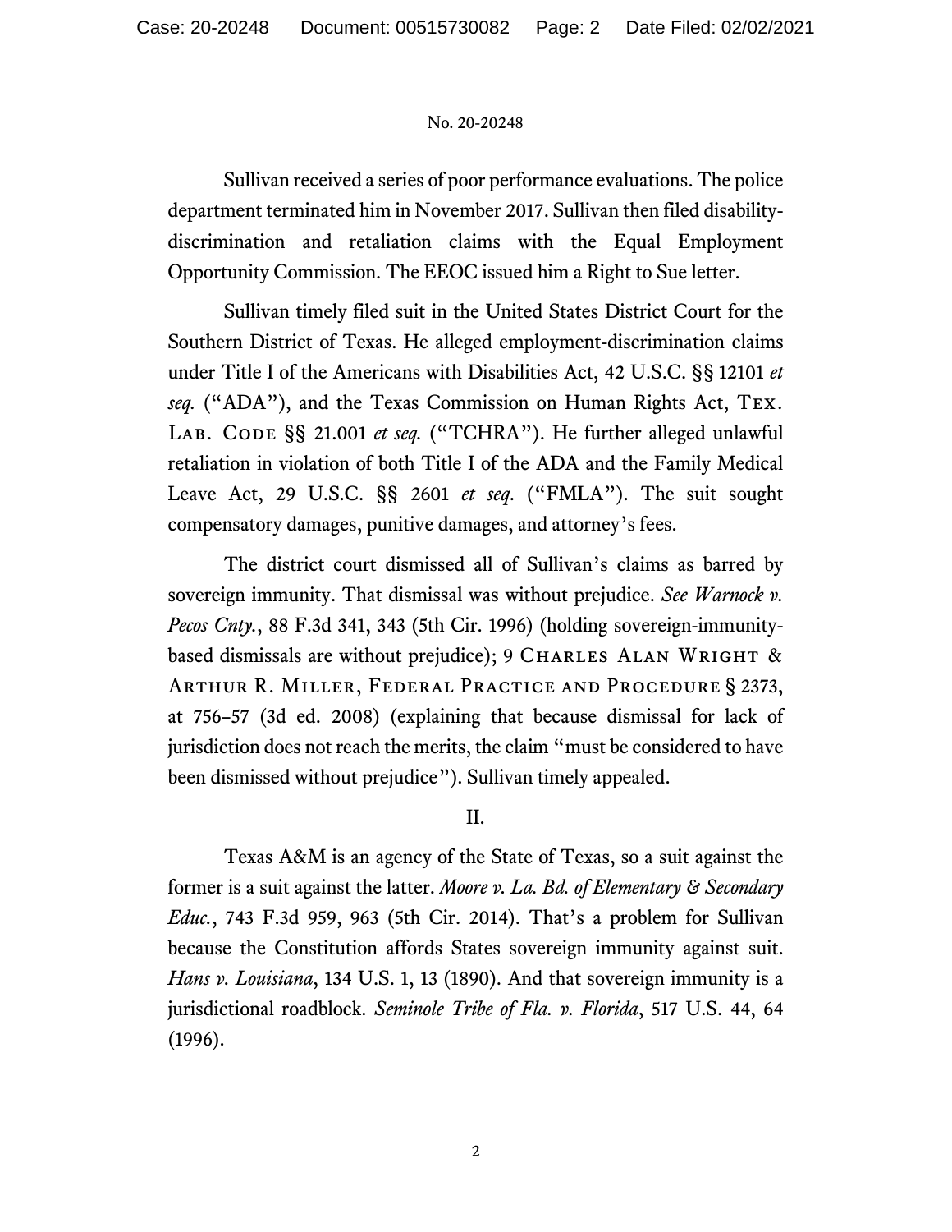Sullivan received a series of poor performance evaluations. The police department terminated him in November 2017. Sullivan then filed disability-discrimination and retaliation claims with the Equal Employment Opportunity Commission. The EEOC issued him a Right to Sue letter.

Sullivan timely filed suit in the United States District Court for the Southern District of Texas. He alleged employment-discrimination claims under Title I of the Americans with Disabilities Act, 42 U.S.C. §§ 12101 *et seq.* ("ADA"), and the Texas Commission on Human Rights Act, Tex. Lab. Code §§ 21.001 *et seq.* ("TCHRA"). He further alleged unlawful retaliation in violation of both Title I of the ADA and the Family Medical Leave Act, 29 U.S.C. §§ 2601 *et seq.* ("FMLA"). The suit sought compensatory damages, punitive damages, and attorney's fees.

The district court dismissed all of Sullivan's claims as barred by sovereign immunity. That dismissal was without prejudice. *See Warnock v. Pecos Cnty.*, 88 F.3d 341, 343 (5th Cir. 1996) (holding sovereign-immunity-based dismissals are without prejudice); 9 Charles Alan Wright & Arthur R. Miller, Federal Practice and Procedure § 2373, at 756–57 (3d ed. 2008) (explaining that because dismissal for lack of jurisdiction does not reach the merits, the claim "must be considered to have been dismissed without prejudice"). Sullivan timely appealed.

## II.

Texas A&M is an agency of the State of Texas, so a suit against the former is a suit against the latter. *Moore v. La. Bd. of Elementary & Secondary Educ.*, 743 F.3d 959, 963 (5th Cir. 2014). That's a problem for Sullivan because the Constitution affords States sovereign immunity against suit. *Hans v. Louisiana*, 134 U.S. 1, 13 (1890). And that sovereign immunity is a jurisdictional roadblock. *Seminole Tribe of Fla. v. Florida*, 517 U.S. 44, 64 (1996).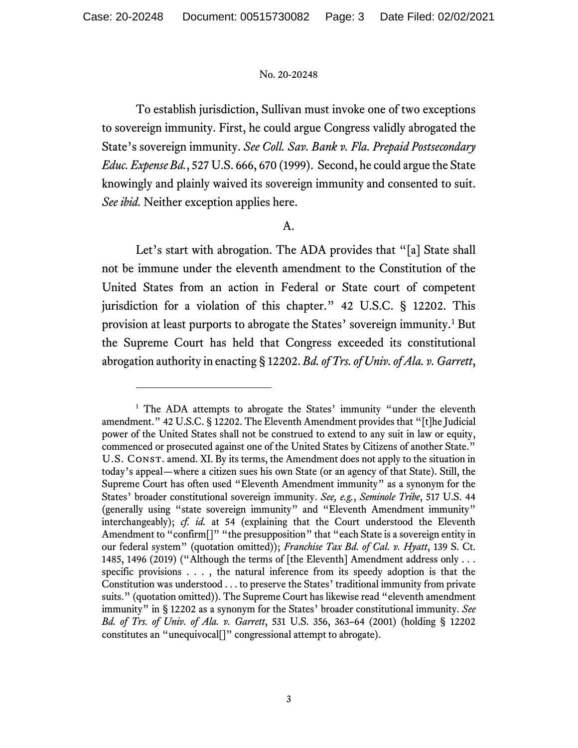To establish jurisdiction, Sullivan must invoke one of two exceptions to sovereign immunity. First, he could argue Congress validly abrogated the State's sovereign immunity. *See Coll. Sav. Bank v. Fla. Prepaid Postsecondary Educ. Expense Bd.*, 527 U.S. 666, 670 (1999). Second, he could argue the State knowingly and plainly waived its sovereign immunity and consented to suit. *See ibid.* Neither exception applies here.

## A.

Let's start with abrogation. The ADA provides that "[a] State shall not be immune under the eleventh amendment to the Constitution of the United States from an action in Federal or State court of competent jurisdiction for a violation of this chapter." 42 U.S.C. § 12202. This provision at least purports to abrogate the States' sovereign immunity.[1] But the Supreme Court has held that Congress exceeded its constitutional abrogation authority in enacting § 12202. *Bd. of Trs. of Univ. of Ala. v. Garrett*,

---

[1] The ADA attempts to abrogate the States' immunity "under the eleventh amendment." 42 U.S.C. § 12202. The Eleventh Amendment provides that "[t]he Judicial power of the United States shall not be construed to extend to any suit in law or equity, commenced or prosecuted against one of the United States by Citizens of another State." U.S. Const. amend. XI. By its terms, the Amendment does not apply to the situation in today's appeal—where a citizen sues his own State (or an agency of that State). Still, the Supreme Court has often used "Eleventh Amendment immunity" as a synonym for the States' broader constitutional sovereign immunity. *See, e.g.*, *Seminole Tribe*, 517 U.S. 44 (generally using "state sovereign immunity" and "Eleventh Amendment immunity" interchangeably); *cf. id.* at 54 (explaining that the Court understood the Eleventh Amendment to "confirm[]" "the presupposition" that "each State is a sovereign entity in our federal system" (quotation omitted)); *Franchise Tax Bd. of Cal. v. Hyatt*, 139 S. Ct. 1485, 1496 (2019) ("Although the terms of [the Eleventh] Amendment address only . . . specific provisions . . . , the natural inference from its speedy adoption is that the Constitution was understood . . . to preserve the States' traditional immunity from private suits." (quotation omitted)). The Supreme Court has likewise read "eleventh amendment immunity" in § 12202 as a synonym for the States' broader constitutional immunity. *See Bd. of Trs. of Univ. of Ala. v. Garrett*, 531 U.S. 356, 363–64 (2001) (holding § 12202 constitutes an "unequivocal[]" congressional attempt to abrogate).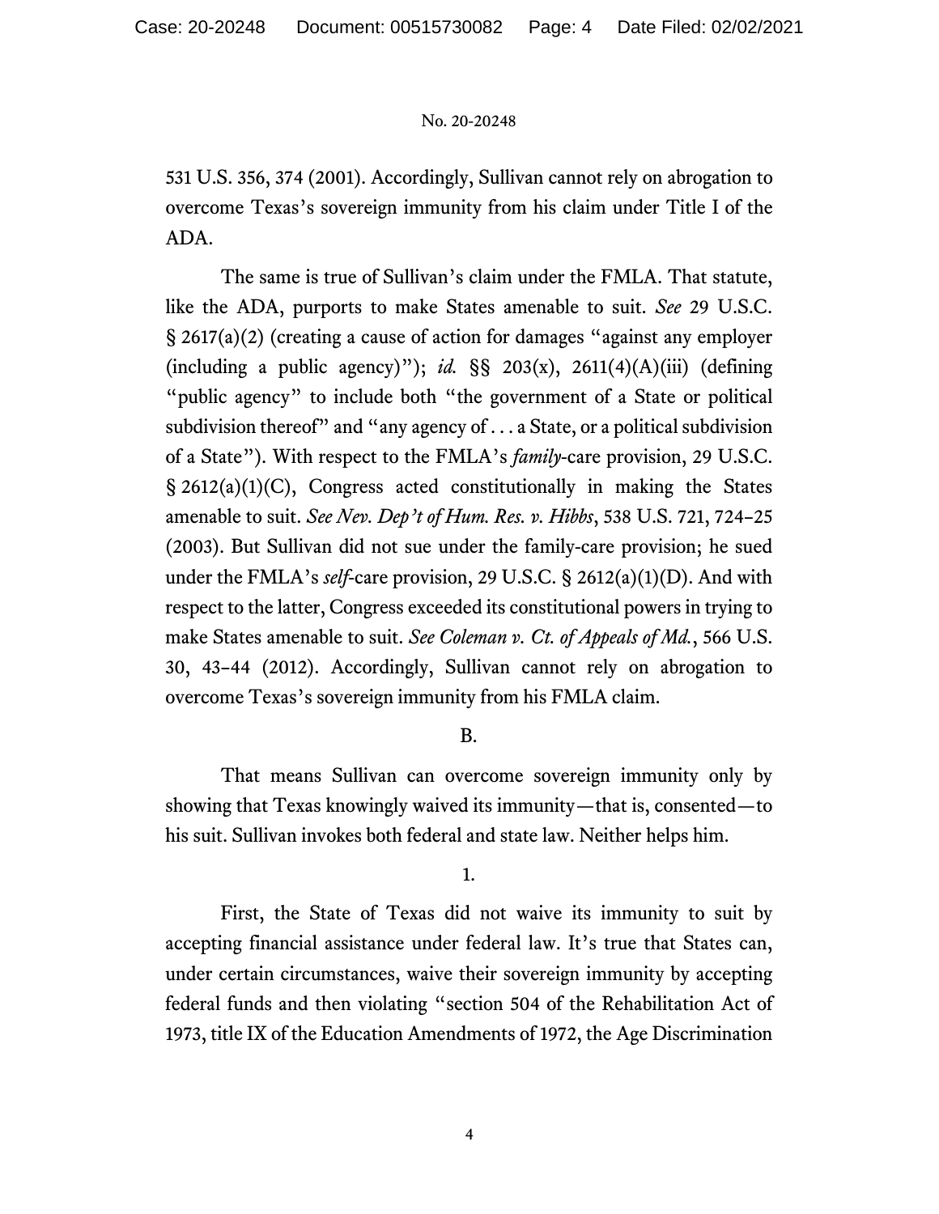531 U.S. 356, 374 (2001). Accordingly, Sullivan cannot rely on abrogation to overcome Texas's sovereign immunity from his claim under Title I of the ADA.

The same is true of Sullivan's claim under the FMLA. That statute, like the ADA, purports to make States amenable to suit. *See* 29 U.S.C. § 2617(a)(2) (creating a cause of action for damages "against any employer (including a public agency)"); *id.* §§ 203(x), 2611(4)(A)(iii) (defining "public agency" to include both "the government of a State or political subdivision thereof" and "any agency of . . . a State, or a political subdivision of a State"). With respect to the FMLA's *family*-care provision, 29 U.S.C. § 2612(a)(1)(C), Congress acted constitutionally in making the States amenable to suit. *See Nev. Dep't of Hum. Res. v. Hibbs*, 538 U.S. 721, 724–25 (2003). But Sullivan did not sue under the family-care provision; he sued under the FMLA's *self*-care provision, 29 U.S.C. § 2612(a)(1)(D). And with respect to the latter, Congress exceeded its constitutional powers in trying to make States amenable to suit. *See Coleman v. Ct. of Appeals of Md.*, 566 U.S. 30, 43–44 (2012). Accordingly, Sullivan cannot rely on abrogation to overcome Texas's sovereign immunity from his FMLA claim.

## B.

That means Sullivan can overcome sovereign immunity only by showing that Texas knowingly waived its immunity—that is, consented—to his suit. Sullivan invokes both federal and state law. Neither helps him.

### 1.

First, the State of Texas did not waive its immunity to suit by accepting financial assistance under federal law. It's true that States can, under certain circumstances, waive their sovereign immunity by accepting federal funds and then violating "section 504 of the Rehabilitation Act of 1973, title IX of the Education Amendments of 1972, the Age Discrimination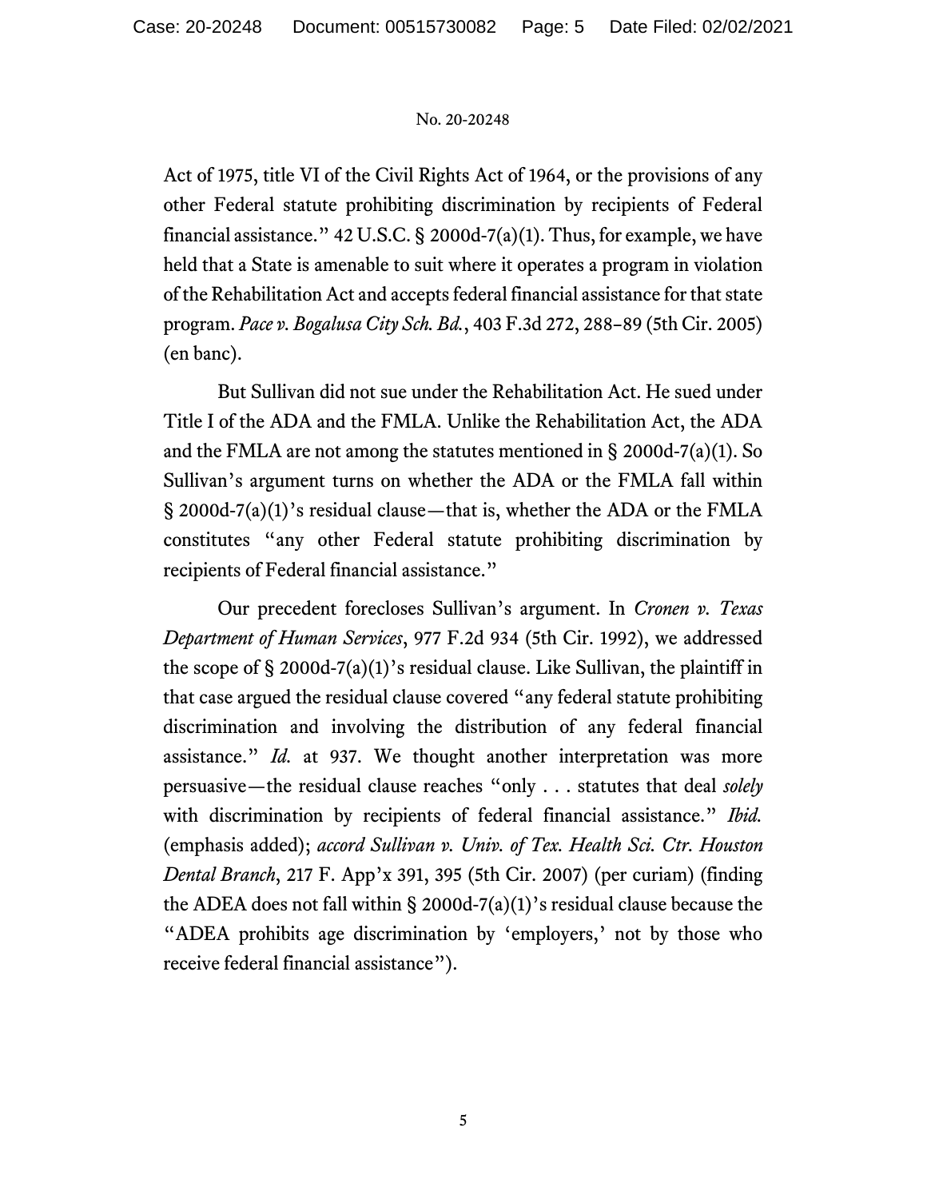Act of 1975, title VI of the Civil Rights Act of 1964, or the provisions of any other Federal statute prohibiting discrimination by recipients of Federal financial assistance." 42 U.S.C. § 2000d-7(a)(1). Thus, for example, we have held that a State is amenable to suit where it operates a program in violation of the Rehabilitation Act and accepts federal financial assistance for that state program. *Pace v. Bogalusa City Sch. Bd.*, 403 F.3d 272, 288–89 (5th Cir. 2005) (en banc).

But Sullivan did not sue under the Rehabilitation Act. He sued under Title I of the ADA and the FMLA. Unlike the Rehabilitation Act, the ADA and the FMLA are not among the statutes mentioned in § 2000d-7(a)(1). So Sullivan's argument turns on whether the ADA or the FMLA fall within § 2000d-7(a)(1)'s residual clause—that is, whether the ADA or the FMLA constitutes "any other Federal statute prohibiting discrimination by recipients of Federal financial assistance."

Our precedent forecloses Sullivan's argument. In *Cronen v. Texas Department of Human Services*, 977 F.2d 934 (5th Cir. 1992), we addressed the scope of § 2000d-7(a)(1)'s residual clause. Like Sullivan, the plaintiff in that case argued the residual clause covered "any federal statute prohibiting discrimination and involving the distribution of any federal financial assistance." *Id.* at 937. We thought another interpretation was more persuasive—the residual clause reaches "only . . . statutes that deal *solely* with discrimination by recipients of federal financial assistance." *Ibid.* (emphasis added); *accord Sullivan v. Univ. of Tex. Health Sci. Ctr. Houston Dental Branch*, 217 F. App'x 391, 395 (5th Cir. 2007) (per curiam) (finding the ADEA does not fall within § 2000d-7(a)(1)'s residual clause because the "ADEA prohibits age discrimination by 'employers,' not by those who receive federal financial assistance").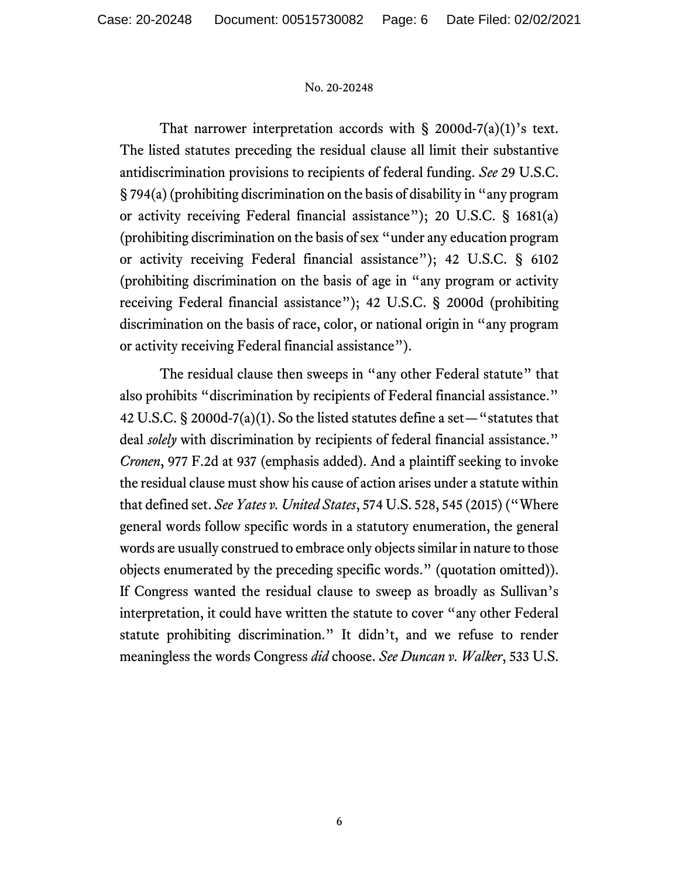That narrower interpretation accords with § 2000d-7(a)(1)'s text. The listed statutes preceding the residual clause all limit their substantive antidiscrimination provisions to recipients of federal funding. *See* 29 U.S.C. § 794(a) (prohibiting discrimination on the basis of disability in "any program or activity receiving Federal financial assistance"); 20 U.S.C. § 1681(a) (prohibiting discrimination on the basis of sex "under any education program or activity receiving Federal financial assistance"); 42 U.S.C. § 6102 (prohibiting discrimination on the basis of age in "any program or activity receiving Federal financial assistance"); 42 U.S.C. § 2000d (prohibiting discrimination on the basis of race, color, or national origin in "any program or activity receiving Federal financial assistance").

The residual clause then sweeps in "any other Federal statute" that also prohibits "discrimination by recipients of Federal financial assistance." 42 U.S.C. § 2000d-7(a)(1). So the listed statutes define a set—"statutes that deal *solely* with discrimination by recipients of federal financial assistance." *Cronen*, 977 F.2d at 937 (emphasis added). And a plaintiff seeking to invoke the residual clause must show his cause of action arises under a statute within that defined set. *See Yates v. United States*, 574 U.S. 528, 545 (2015) ("Where general words follow specific words in a statutory enumeration, the general words are usually construed to embrace only objects similar in nature to those objects enumerated by the preceding specific words." (quotation omitted)). If Congress wanted the residual clause to sweep as broadly as Sullivan's interpretation, it could have written the statute to cover "any other Federal statute prohibiting discrimination." It didn't, and we refuse to render meaningless the words Congress *did* choose. *See Duncan v. Walker*, 533 U.S.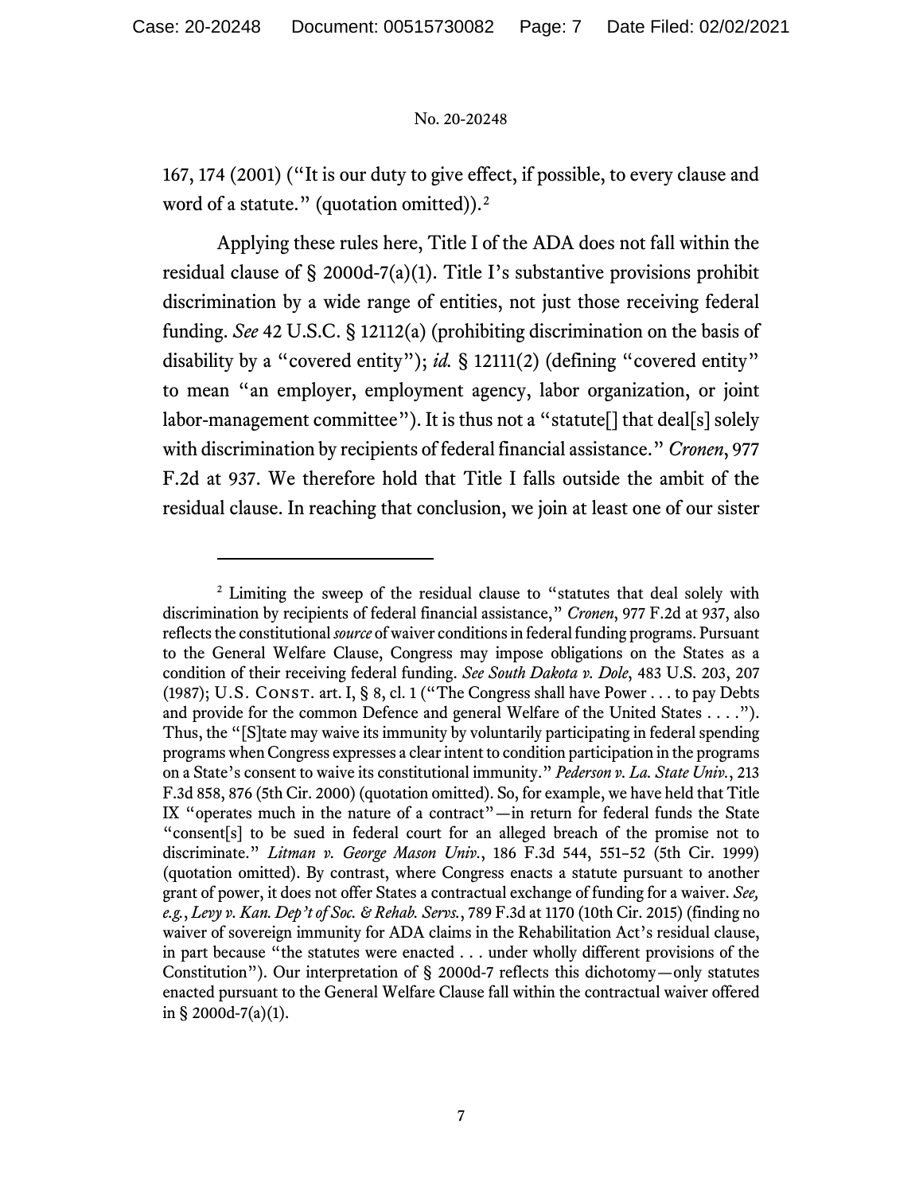167, 174 (2001) ("It is our duty to give effect, if possible, to every clause and word of a statute." (quotation omitted)).[2]

Applying these rules here, Title I of the ADA does not fall within the residual clause of § 2000d-7(a)(1). Title I's substantive provisions prohibit discrimination by a wide range of entities, not just those receiving federal funding. *See* 42 U.S.C. § 12112(a) (prohibiting discrimination on the basis of disability by a "covered entity"); *id.* § 12111(2) (defining "covered entity" to mean "an employer, employment agency, labor organization, or joint labor-management committee"). It is thus not a "statute[] that deal[s] solely with discrimination by recipients of federal financial assistance." *Cronen*, 977 F.2d at 937. We therefore hold that Title I falls outside the ambit of the residual clause. In reaching that conclusion, we join at least one of our sister

---

[2] Limiting the sweep of the residual clause to "statutes that deal solely with discrimination by recipients of federal financial assistance," *Cronen*, 977 F.2d at 937, also reflects the constitutional *source* of waiver conditions in federal funding programs. Pursuant to the General Welfare Clause, Congress may impose obligations on the States as a condition of their receiving federal funding. *See South Dakota v. Dole*, 483 U.S. 203, 207 (1987); U.S. CONST. art. I, § 8, cl. 1 ("The Congress shall have Power . . . to pay Debts and provide for the common Defence and general Welfare of the United States . . . ."). Thus, the "[S]tate may waive its immunity by voluntarily participating in federal spending programs when Congress expresses a clear intent to condition participation in the programs on a State's consent to waive its constitutional immunity." *Pederson v. La. State Univ.*, 213 F.3d 858, 876 (5th Cir. 2000) (quotation omitted). So, for example, we have held that Title IX "operates much in the nature of a contract"—in return for federal funds the State "consent[s] to be sued in federal court for an alleged breach of the promise not to discriminate." *Litman v. George Mason Univ.*, 186 F.3d 544, 551–52 (5th Cir. 1999) (quotation omitted). By contrast, where Congress enacts a statute pursuant to another grant of power, it does not offer States a contractual exchange of funding for a waiver. *See, e.g.*, *Levy v. Kan. Dep't of Soc. & Rehab. Servs.*, 789 F.3d at 1170 (10th Cir. 2015) (finding no waiver of sovereign immunity for ADA claims in the Rehabilitation Act's residual clause, in part because "the statutes were enacted . . . under wholly different provisions of the Constitution"). Our interpretation of § 2000d-7 reflects this dichotomy—only statutes enacted pursuant to the General Welfare Clause fall within the contractual waiver offered in § 2000d-7(a)(1).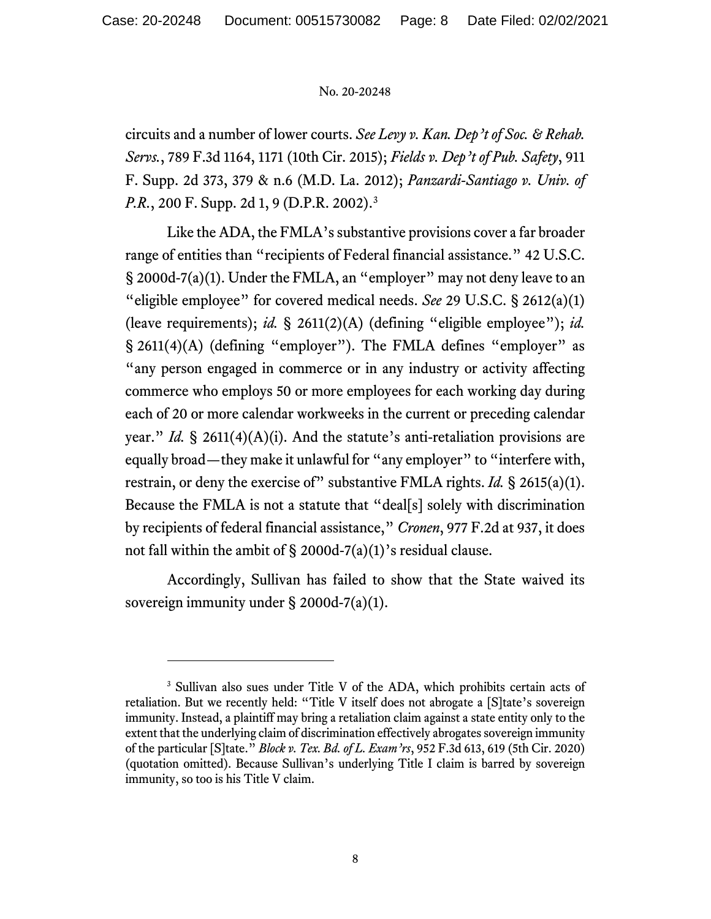circuits and a number of lower courts. *See Levy v. Kan. Dep't of Soc. & Rehab. Servs.*, 789 F.3d 1164, 1171 (10th Cir. 2015); *Fields v. Dep't of Pub. Safety*, 911 F. Supp. 2d 373, 379 & n.6 (M.D. La. 2012); *Panzardi-Santiago v. Univ. of P.R.*, 200 F. Supp. 2d 1, 9 (D.P.R. 2002).[3]

Like the ADA, the FMLA's substantive provisions cover a far broader range of entities than "recipients of Federal financial assistance." 42 U.S.C. § 2000d-7(a)(1). Under the FMLA, an "employer" may not deny leave to an "eligible employee" for covered medical needs. *See* 29 U.S.C. § 2612(a)(1) (leave requirements); *id.* § 2611(2)(A) (defining "eligible employee"); *id.* § 2611(4)(A) (defining "employer"). The FMLA defines "employer" as "any person engaged in commerce or in any industry or activity affecting commerce who employs 50 or more employees for each working day during each of 20 or more calendar workweeks in the current or preceding calendar year." *Id.* § 2611(4)(A)(i). And the statute's anti-retaliation provisions are equally broad—they make it unlawful for "any employer" to "interfere with, restrain, or deny the exercise of" substantive FMLA rights. *Id.* § 2615(a)(1). Because the FMLA is not a statute that "deal[s] solely with discrimination by recipients of federal financial assistance," *Cronen*, 977 F.2d at 937, it does not fall within the ambit of § 2000d-7(a)(1)'s residual clause.

Accordingly, Sullivan has failed to show that the State waived its sovereign immunity under § 2000d-7(a)(1).

---

[3] Sullivan also sues under Title V of the ADA, which prohibits certain acts of retaliation. But we recently held: "Title V itself does not abrogate a [S]tate's sovereign immunity. Instead, a plaintiff may bring a retaliation claim against a state entity only to the extent that the underlying claim of discrimination effectively abrogates sovereign immunity of the particular [S]tate." *Block v. Tex. Bd. of L. Exam'rs*, 952 F.3d 613, 619 (5th Cir. 2020) (quotation omitted). Because Sullivan's underlying Title I claim is barred by sovereign immunity, so too is his Title V claim.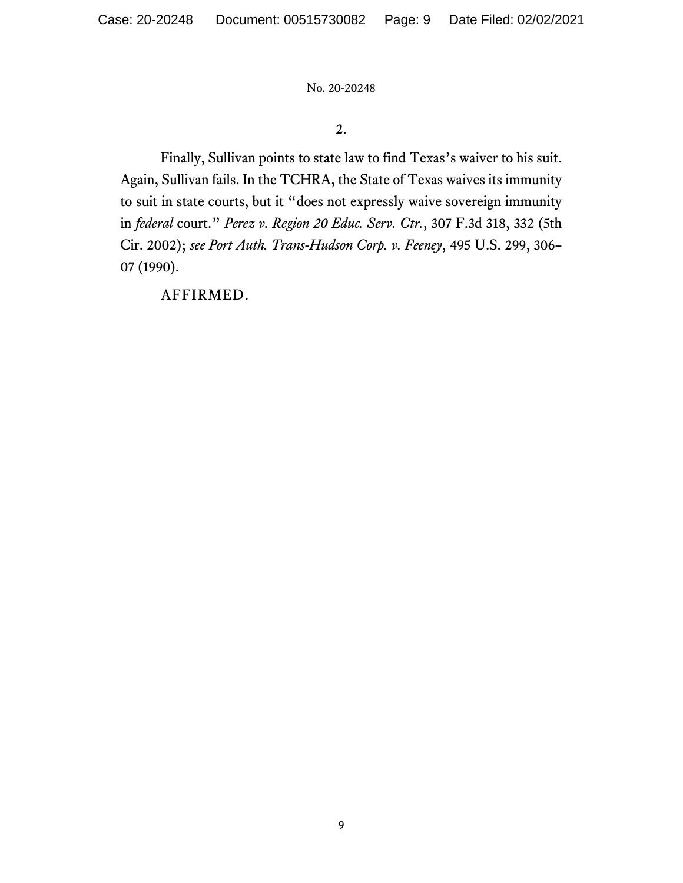2.

Finally, Sullivan points to state law to find Texas's waiver to his suit. Again, Sullivan fails. In the TCHRA, the State of Texas waives its immunity to suit in state courts, but it "does not expressly waive sovereign immunity in *federal* court." *Perez v. Region 20 Educ. Serv. Ctr.*, 307 F.3d 318, 332 (5th Cir. 2002); *see Port Auth. Trans-Hudson Corp. v. Feeney*, 495 U.S. 299, 306–07 (1990).

AFFIRMED.